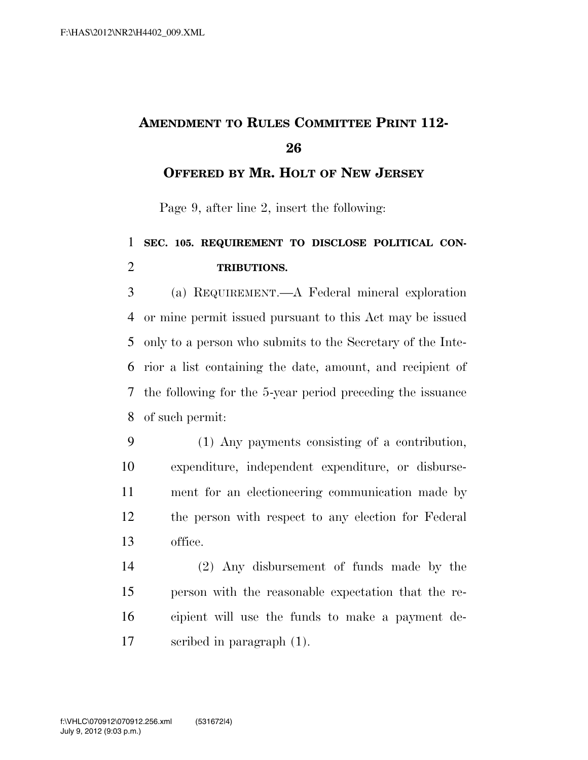# AMENDMENT TO RULES COMMITTEE PRINT 112-26

## OFFERED BY MR. HOLT OF NEW JERSEY

Page 9, after line 2, insert the following:

**SEC. 105. REQUIREMENT TO DISCLOSE POLITICAL CONTRIBUTIONS.**

(a) REQUIREMENT.—A Federal mineral exploration or mine permit issued pursuant to this Act may be issued only to a person who submits to the Secretary of the Interior a list containing the date, amount, and recipient of the following for the 5-year period preceding the issuance of such permit:

(1) Any payments consisting of a contribution, expenditure, independent expenditure, or disbursement for an electioneering communication made by the person with respect to any election for Federal office.

(2) Any disbursement of funds made by the person with the reasonable expectation that the recipient will use the funds to make a payment described in paragraph (1).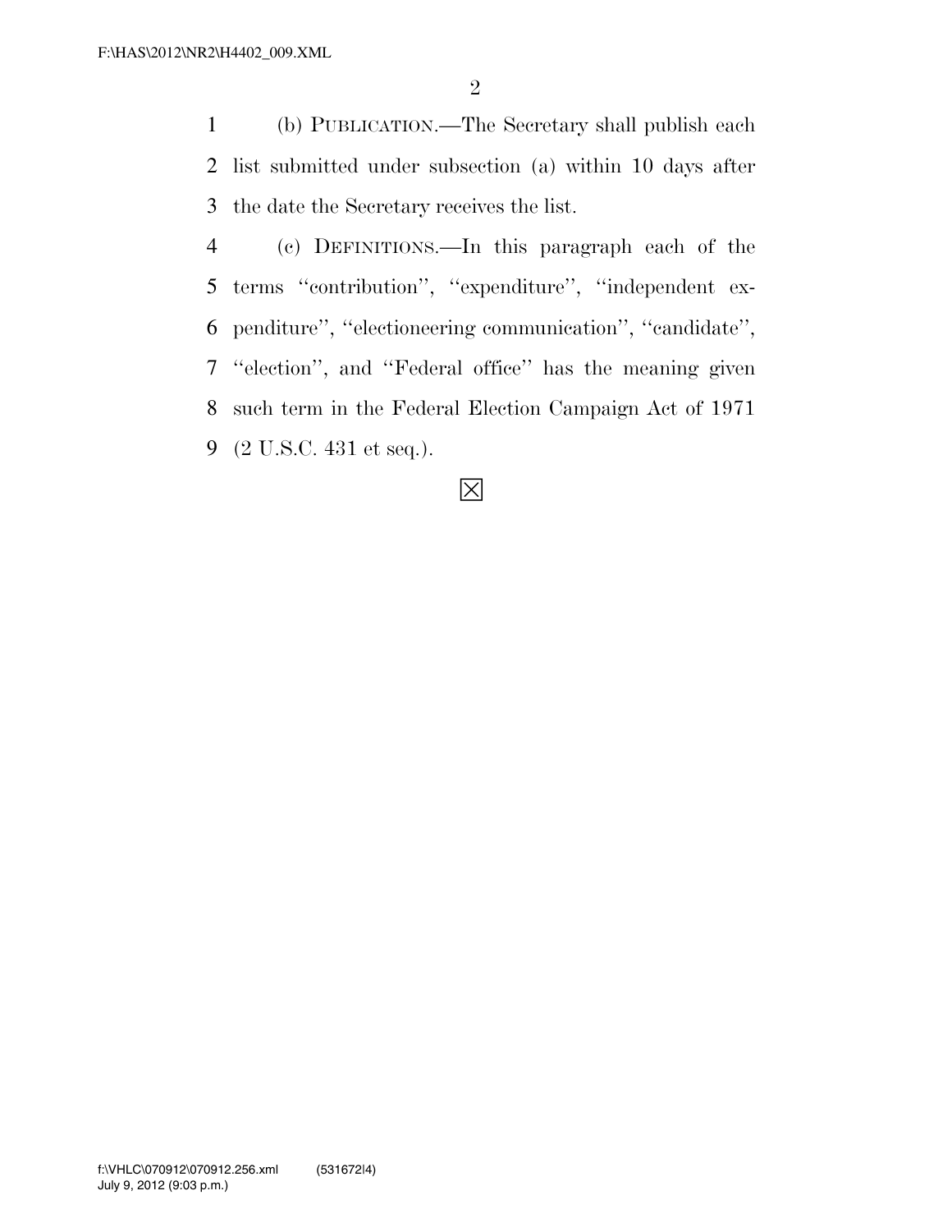(b) PUBLICATION.—The Secretary shall publish each list submitted under subsection (a) within 10 days after the date the Secretary receives the list.

(c) DEFINITIONS.—In this paragraph each of the terms ''contribution'', ''expenditure'', ''independent expenditure'', ''electioneering communication'', ''candidate'', ''election'', and ''Federal office'' has the meaning given such term in the Federal Election Campaign Act of 1971 (2 U.S.C. 431 et seq.).

☒